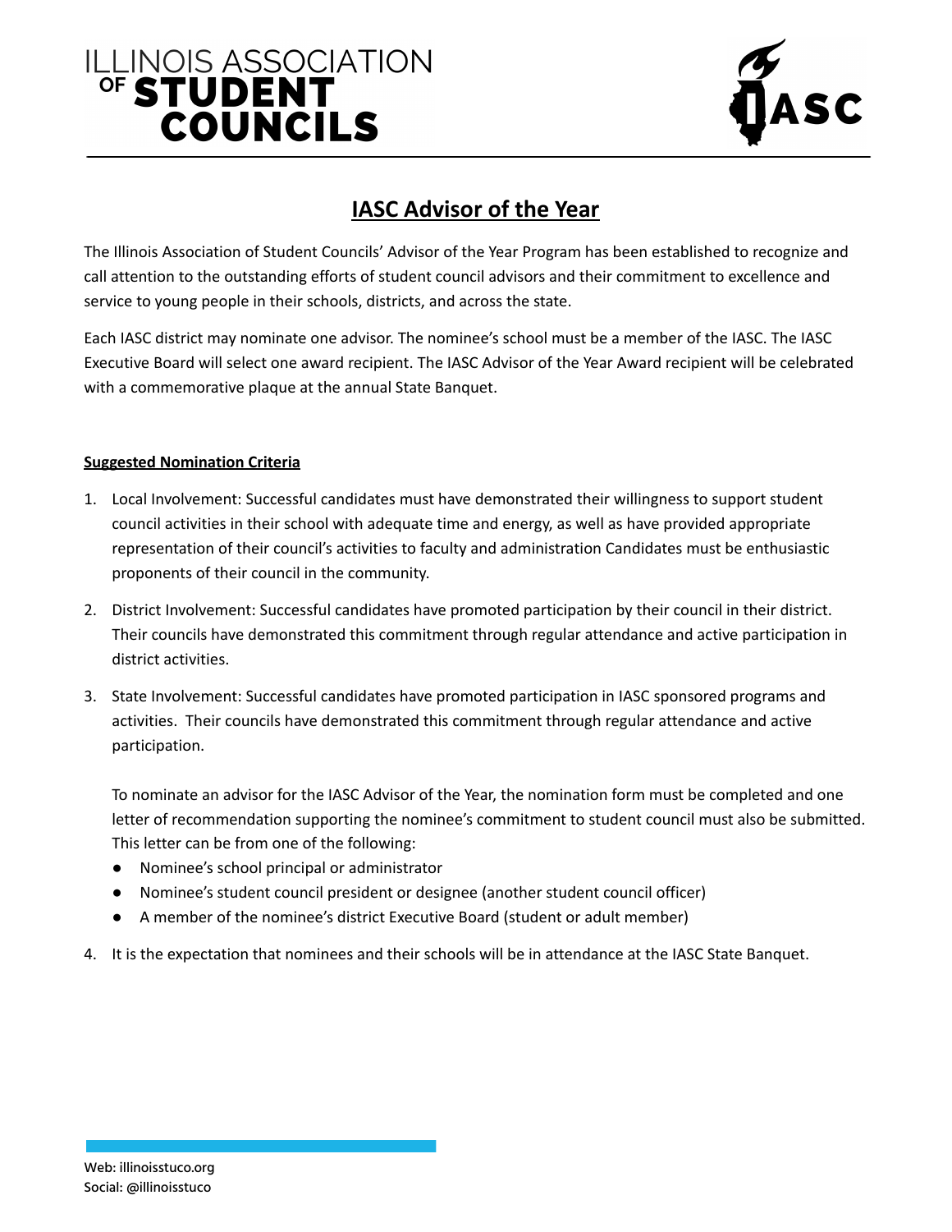# IASC Advisor of the Year

The Illinois Association of Student Councils' Advisor of the Year Program has been established to recognize and call attention to the outstanding efforts of student council advisors and their commitment to excellence and service to young people in their schools, districts, and across the state.

Each IASC district may nominate one advisor. The nominee's school must be a member of the IASC. The IASC Executive Board will select one award recipient. The IASC Advisor of the Year Award recipient will be celebrated with a commemorative plaque at the annual State Banquet.

**Suggested Nomination Criteria**

1. Local Involvement: Successful candidates must have demonstrated their willingness to support student council activities in their school with adequate time and energy, as well as have provided appropriate representation of their council's activities to faculty and administration Candidates must be enthusiastic proponents of their council in the community.
2. District Involvement: Successful candidates have promoted participation by their council in their district. Their councils have demonstrated this commitment through regular attendance and active participation in district activities.
3. State Involvement: Successful candidates have promoted participation in IASC sponsored programs and activities. Their councils have demonstrated this commitment through regular attendance and active participation.

   To nominate an advisor for the IASC Advisor of the Year, the nomination form must be completed and one letter of recommendation supporting the nominee's commitment to student council must also be submitted. This letter can be from one of the following:
   - Nominee's school principal or administrator
   - Nominee's student council president or designee (another student council officer)
   - A member of the nominee's district Executive Board (student or adult member)
4. It is the expectation that nominees and their schools will be in attendance at the IASC State Banquet.

Web: illinoisstuco.org
Social: @illinoisstuco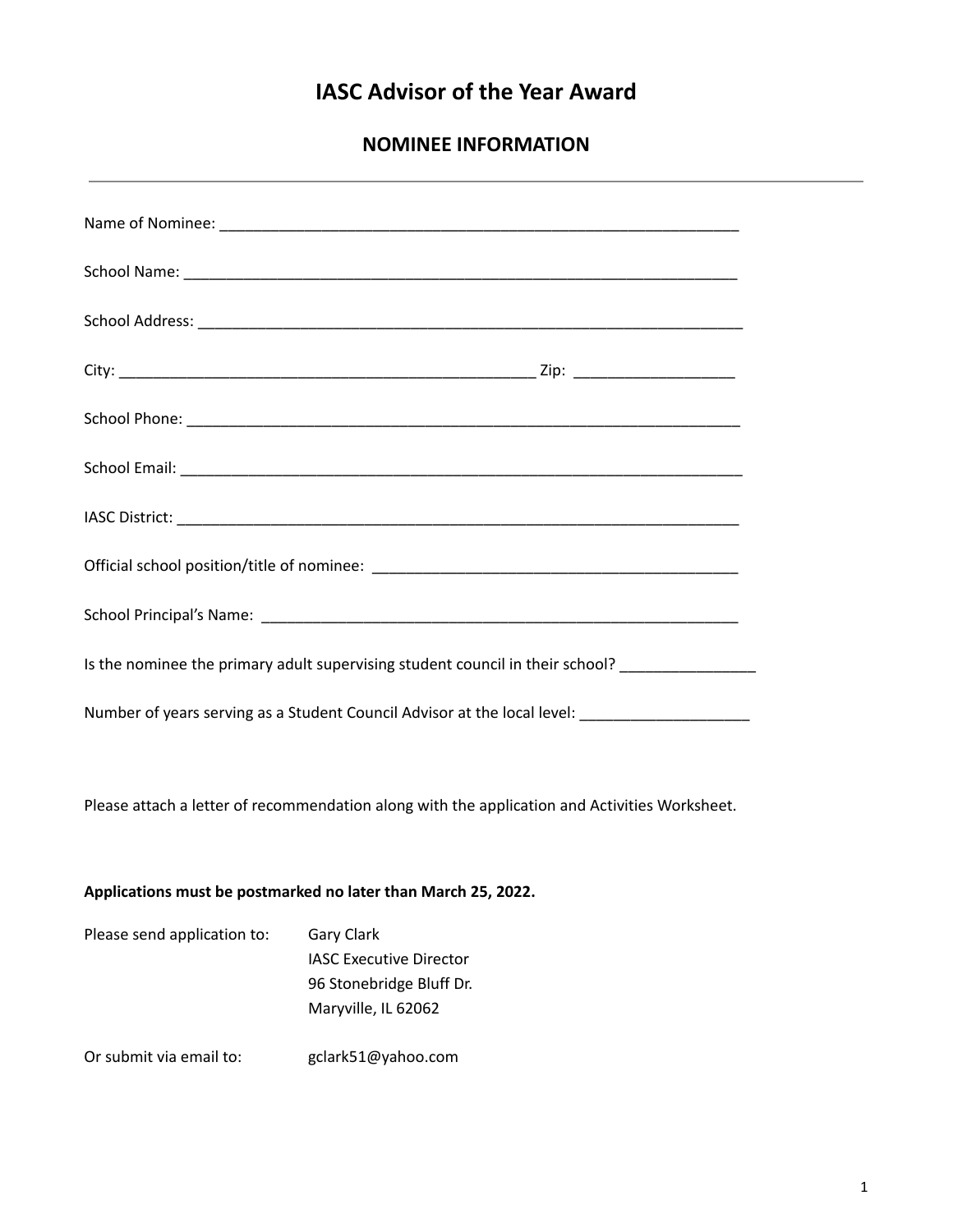# IASC Advisor of the Year Award

## NOMINEE INFORMATION

---

Name of Nominee: ______________________________________________________________

School Name: _________________________________________________________________

School Address: _______________________________________________________________

City: _______________________________________________ Zip: __________________

School Phone: _________________________________________________________________

School Email: _________________________________________________________________

IASC District: _________________________________________________________________

Official school position/title of nominee: ___________________________________________

School Principal's Name: _______________________________________________________

Is the nominee the primary adult supervising student council in their school? _______________

Number of years serving as a Student Council Advisor at the local level: ___________________

Please attach a letter of recommendation along with the application and Activities Worksheet.

**Applications must be postmarked no later than March 25, 2022.**

Please send application to:

Gary Clark
IASC Executive Director
96 Stonebridge Bluff Dr.
Maryville, IL 62062

Or submit via email to: gclark51@yahoo.com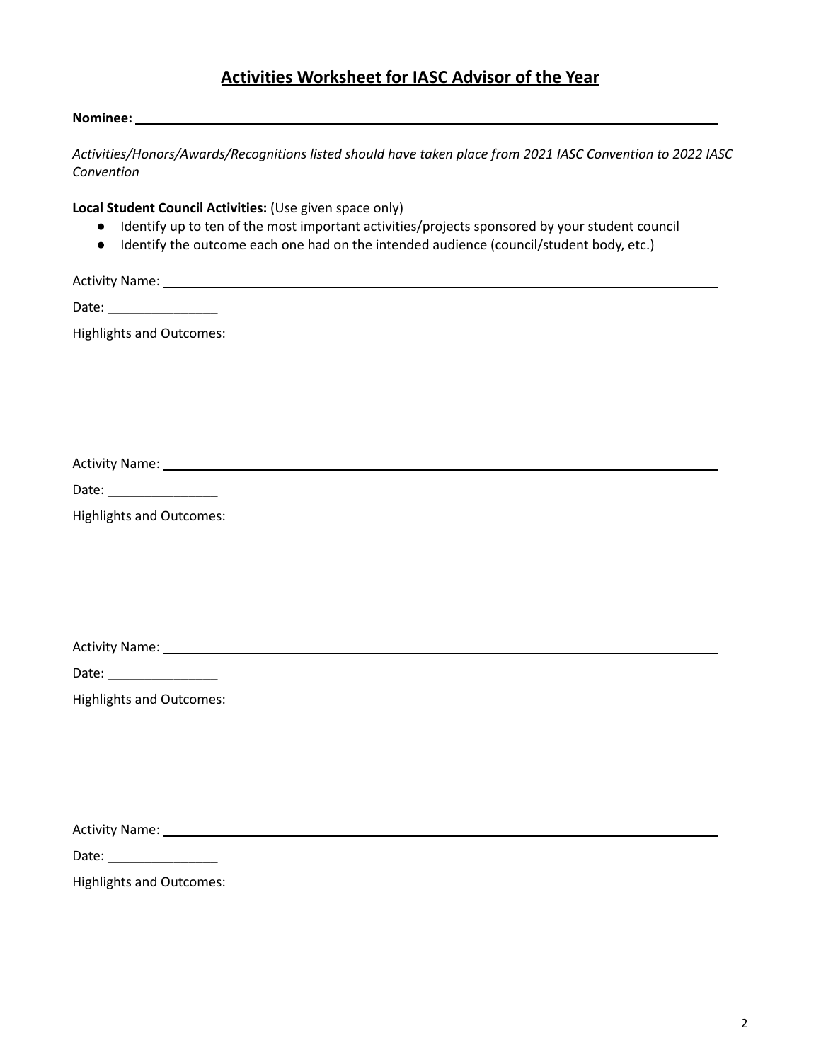## Activities Worksheet for IASC Advisor of the Year

**Nominee:** ______________________________________________________________________

*Activities/Honors/Awards/Recognitions listed should have taken place from 2021 IASC Convention to 2022 IASC Convention*

**Local Student Council Activities:** (Use given space only)

- Identify up to ten of the most important activities/projects sponsored by your student council
- Identify the outcome each one had on the intended audience (council/student body, etc.)

Activity Name: ______________________________________________________________________

Date: _______________

Highlights and Outcomes:

Activity Name: ______________________________________________________________________

Date: _______________

Highlights and Outcomes:

Activity Name: ______________________________________________________________________

Date: _______________

Highlights and Outcomes:

Activity Name: ______________________________________________________________________

Date: _______________

Highlights and Outcomes: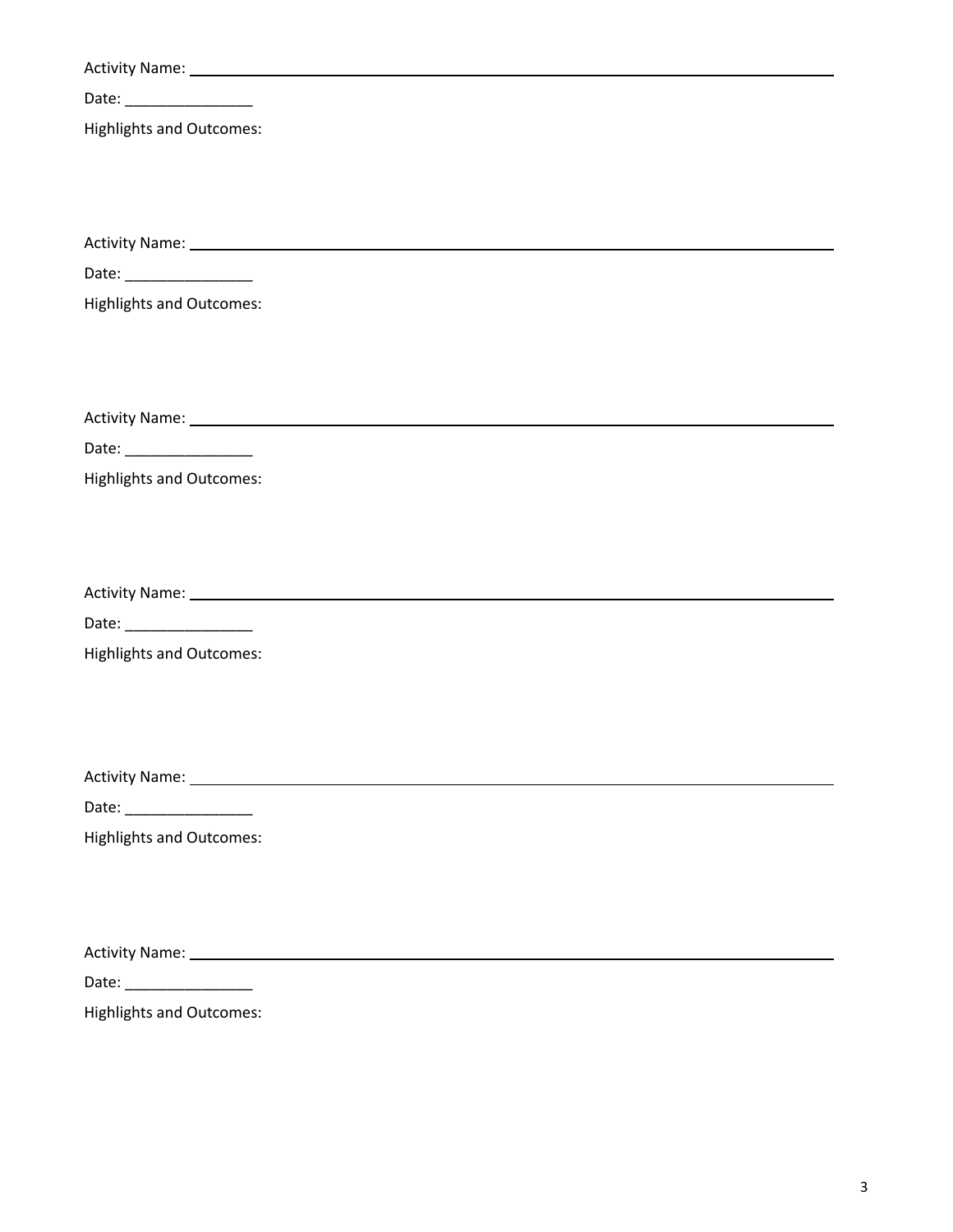Activity Name: ______________________________________________________________

Date: _______________

Highlights and Outcomes:

Activity Name: ______________________________________________________________

Date: _______________

Highlights and Outcomes:

Activity Name: ______________________________________________________________

Date: _______________

Highlights and Outcomes:

Activity Name: ______________________________________________________________

Date: _______________

Highlights and Outcomes:

Activity Name: ______________________________________________________________

Date: _______________

Highlights and Outcomes:

Activity Name: ______________________________________________________________

Date: _______________

Highlights and Outcomes: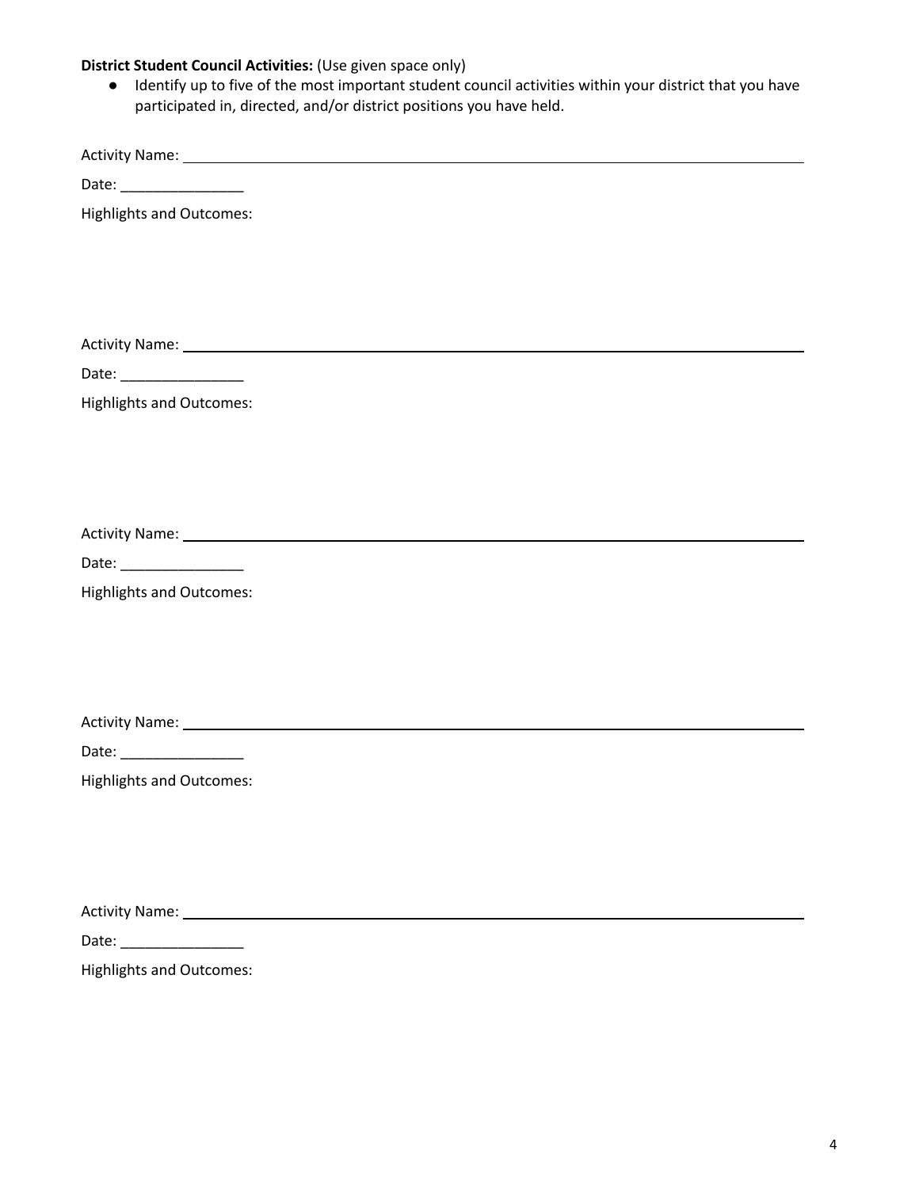**District Student Council Activities:** (Use given space only)

- Identify up to five of the most important student council activities within your district that you have participated in, directed, and/or district positions you have held.

Activity Name: ______________________________________________________________

Date: _______________

Highlights and Outcomes:

Activity Name: ______________________________________________________________

Date: _______________

Highlights and Outcomes:

Activity Name: ______________________________________________________________

Date: _______________

Highlights and Outcomes:

Activity Name: ______________________________________________________________

Date: _______________

Highlights and Outcomes:

Activity Name: ______________________________________________________________

Date: _______________

Highlights and Outcomes: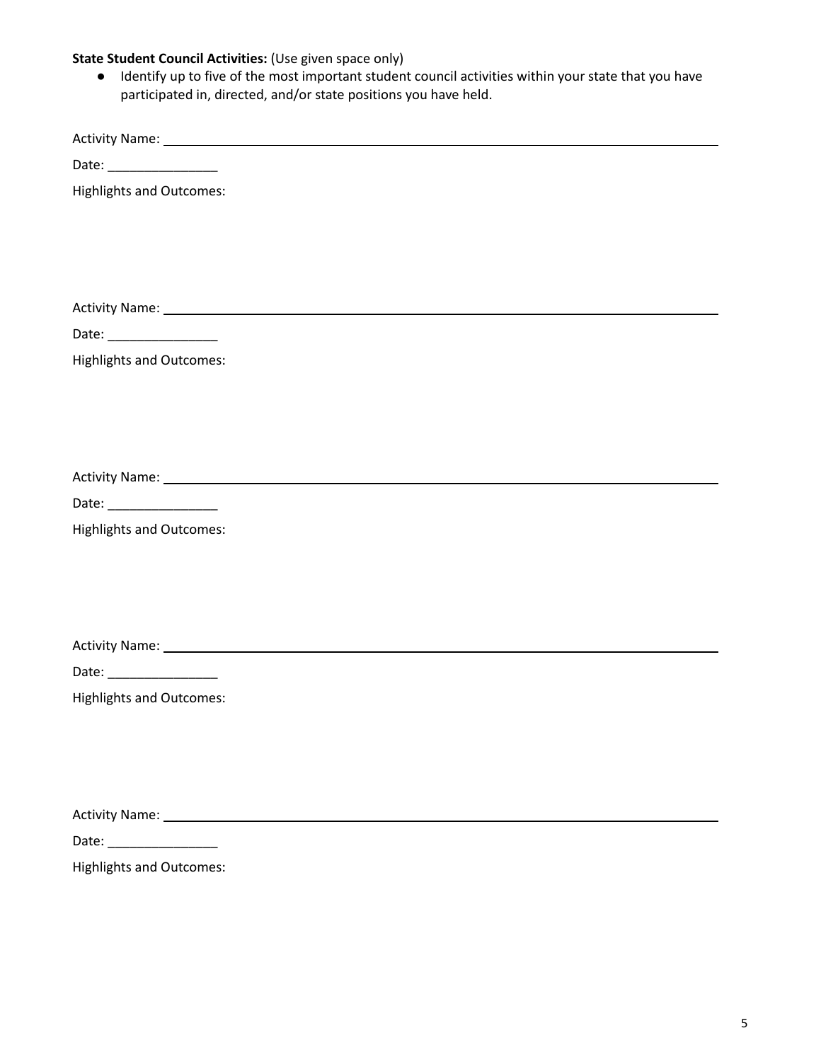**State Student Council Activities:** (Use given space only)

- Identify up to five of the most important student council activities within your state that you have participated in, directed, and/or state positions you have held.

Activity Name: ______________________________________________________________________

Date: _______________

Highlights and Outcomes:

Activity Name: ______________________________________________________________________

Date: _______________

Highlights and Outcomes:

Activity Name: ______________________________________________________________________

Date: _______________

Highlights and Outcomes:

Activity Name: ______________________________________________________________________

Date: _______________

Highlights and Outcomes:

Activity Name: ______________________________________________________________________

Date: _______________

Highlights and Outcomes: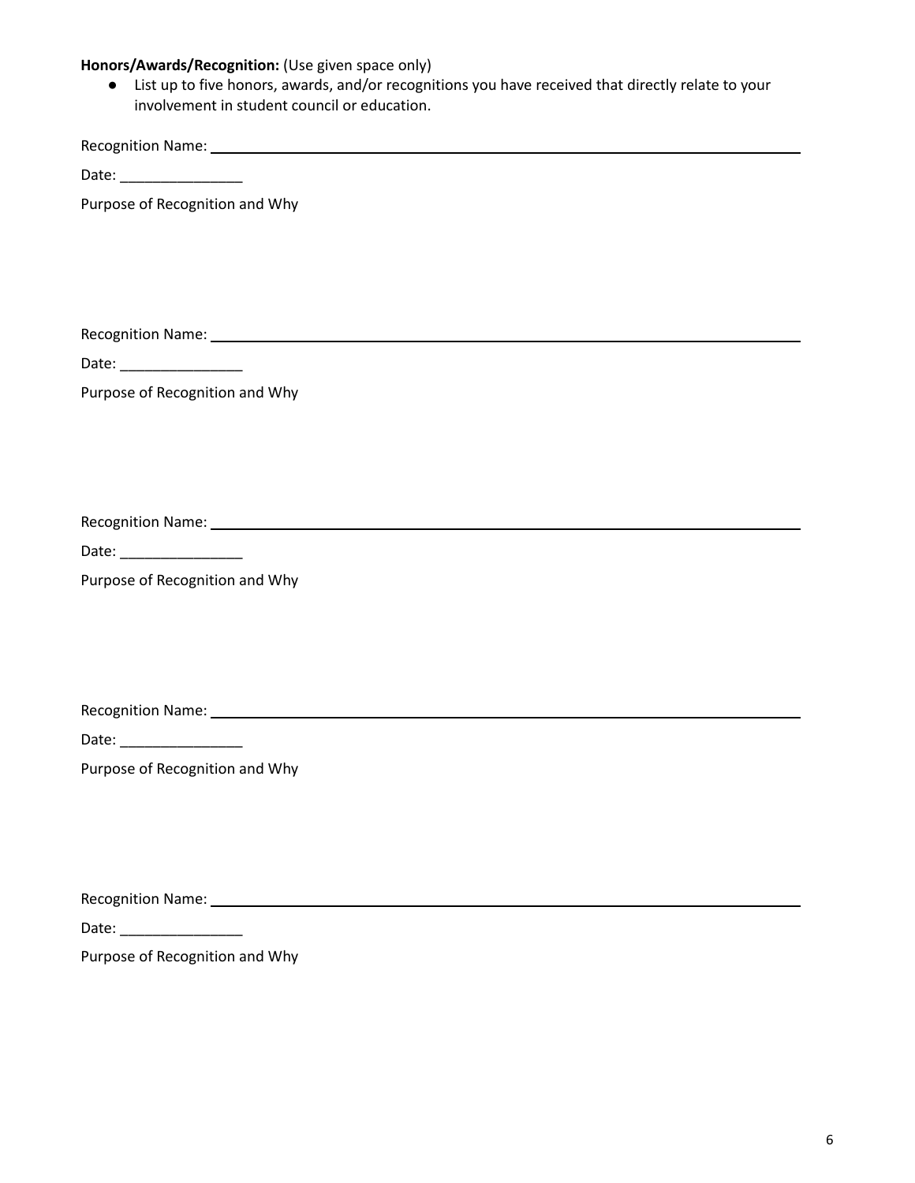**Honors/Awards/Recognition:** (Use given space only)

- List up to five honors, awards, and/or recognitions you have received that directly relate to your involvement in student council or education.

Recognition Name: ______________________________________________

Date: _______________

Purpose of Recognition and Why

Recognition Name: ______________________________________________

Date: _______________

Purpose of Recognition and Why

Recognition Name: ______________________________________________

Date: _______________

Purpose of Recognition and Why

Recognition Name: ______________________________________________

Date: _______________

Purpose of Recognition and Why

Recognition Name: ______________________________________________

Date: _______________

Purpose of Recognition and Why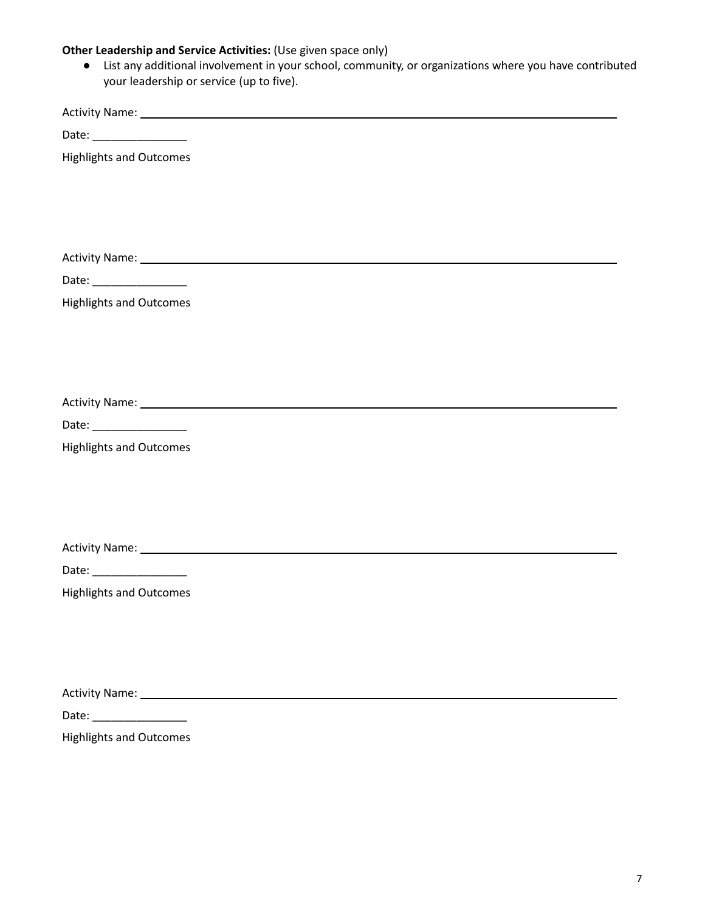**Other Leadership and Service Activities:** (Use given space only)

- List any additional involvement in your school, community, or organizations where you have contributed your leadership or service (up to five).

Activity Name: ________________________________________________________________

Date: _______________

Highlights and Outcomes

Activity Name: ________________________________________________________________

Date: _______________

Highlights and Outcomes

Activity Name: ________________________________________________________________

Date: _______________

Highlights and Outcomes

Activity Name: ________________________________________________________________

Date: _______________

Highlights and Outcomes

Activity Name: ________________________________________________________________

Date: _______________

Highlights and Outcomes